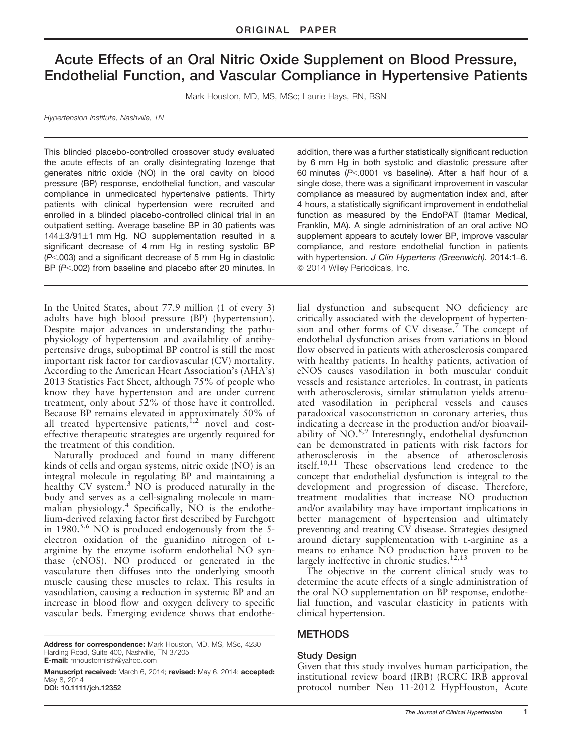# Acute Effects of an Oral Nitric Oxide Supplement on Blood Pressure, Endothelial Function, and Vascular Compliance in Hypertensive Patients

Mark Houston, MD, MS, MSc; Laurie Hays, RN, BSN

*Hypertension Institute, Nashville, TN*

This blinded placebo-controlled crossover study evaluated the acute effects of an orally disintegrating lozenge that generates nitric oxide (NO) in the oral cavity on blood pressure (BP) response, endothelial function, and vascular compliance in unmedicated hypertensive patients. Thirty patients with clinical hypertension were recruited and enrolled in a blinded placebo-controlled clinical trial in an outpatient setting. Average baseline BP in 30 patients was 144±3/91±1 mm Hg. NO supplementation resulted in a significant decrease of 4 mm Hg in resting systolic BP ($P<.003$) and a significant decrease of 5 mm Hg in diastolic BP ($P<.002$) from baseline and placebo after 20 minutes. In addition, there was a further statistically significant reduction by 6 mm Hg in both systolic and diastolic pressure after 60 minutes ($P<.0001$ vs baseline). After a half hour of a single dose, there was a significant improvement in vascular compliance as measured by augmentation index and, after 4 hours, a statistically significant improvement in endothelial function as measured by the EndoPAT (Itamar Medical, Franklin, MA). A single administration of an oral active NO supplement appears to acutely lower BP, improve vascular compliance, and restore endothelial function in patients with hypertension. *J Clin Hypertens (Greenwich).* 2014:1–6. © 2014 Wiley Periodicals, Inc.

In the United States, about 77.9 million (1 of every 3) adults have high blood pressure (BP) (hypertension). Despite major advances in understanding the pathophysiology of hypertension and availability of antihypertensive drugs, suboptimal BP control is still the most important risk factor for cardiovascular (CV) mortality. According to the American Heart Association's (AHA's) 2013 Statistics Fact Sheet, although 75% of people who know they have hypertension and are under current treatment, only about 52% of those have it controlled. Because BP remains elevated in approximately 50% of all treated hypertensive patients,[1,2] novel and cost-effective therapeutic strategies are urgently required for the treatment of this condition.

Naturally produced and found in many different kinds of cells and organ systems, nitric oxide (NO) is an integral molecule in regulating BP and maintaining a healthy CV system.[3] NO is produced naturally in the body and serves as a cell-signaling molecule in mammalian physiology.[4] Specifically, NO is the endothelium-derived relaxing factor first described by Furchgott in 1980.[5,6] NO is produced endogenously from the 5-electron oxidation of the guanidino nitrogen of L-arginine by the enzyme isoform endothelial NO synthase (eNOS). NO produced or generated in the vasculature then diffuses into the underlying smooth muscle causing these muscles to relax. This results in vasodilation, causing a reduction in systemic BP and an increase in blood flow and oxygen delivery to specific vascular beds. Emerging evidence shows that endothelial dysfunction and subsequent NO deficiency are critically associated with the development of hypertension and other forms of CV disease.[7] The concept of endothelial dysfunction arises from variations in blood flow observed in patients with atherosclerosis compared with healthy patients. In healthy patients, activation of eNOS causes vasodilation in both muscular conduit vessels and resistance arterioles. In contrast, in patients with atherosclerosis, similar stimulation yields attenuated vasodilation in peripheral vessels and causes paradoxical vasoconstriction in coronary arteries, thus indicating a decrease in the production and/or bioavailability of NO.[8,9] Interestingly, endothelial dysfunction can be demonstrated in patients with risk factors for atherosclerosis in the absence of atherosclerosis itself.[10,11] These observations lend credence to the concept that endothelial dysfunction is integral to the development and progression of disease. Therefore, treatment modalities that increase NO production and/or availability may have important implications in better management of hypertension and ultimately preventing and treating CV disease. Strategies designed around dietary supplementation with L-arginine as a means to enhance NO production have proven to be largely ineffective in chronic studies.[12,13]

The objective in the current clinical study was to determine the acute effects of a single administration of the oral NO supplementation on BP response, endothelial function, and vascular elasticity in patients with clinical hypertension.

## METHODS

### Study Design

Given that this study involves human participation, the institutional review board (IRB) (RCRC IRB approval protocol number Neo 11-2012 HypHouston, Acute

**Address for correspondence:** Mark Houston, MD, MS, MSc, 4230 Harding Road, Suite 400, Nashville, TN 37205
**E-mail:** mhoustonhlsth@yahoo.com

**Manuscript received:** March 6, 2014; **revised:** May 6, 2014; **accepted:** May 8, 2014
**DOI:** 10.1111/jch.12352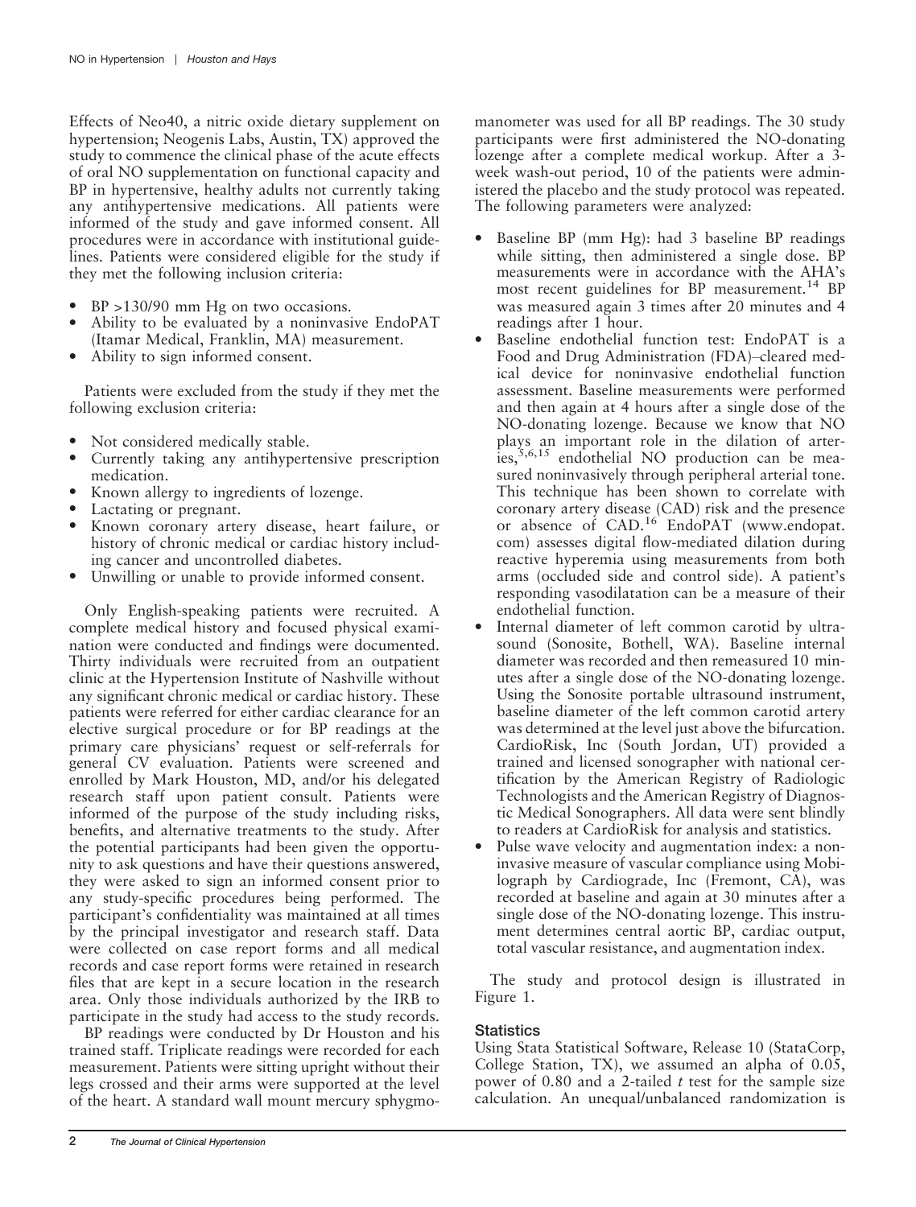Effects of Neo40, a nitric oxide dietary supplement on hypertension; Neogenis Labs, Austin, TX) approved the study to commence the clinical phase of the acute effects of oral NO supplementation on functional capacity and BP in hypertensive, healthy adults not currently taking any antihypertensive medications. All patients were informed of the study and gave informed consent. All procedures were in accordance with institutional guidelines. Patients were considered eligible for the study if they met the following inclusion criteria:

- BP >130/90 mm Hg on two occasions.
- Ability to be evaluated by a noninvasive EndoPAT (Itamar Medical, Franklin, MA) measurement.
- Ability to sign informed consent.

Patients were excluded from the study if they met the following exclusion criteria:

- Not considered medically stable.
- Currently taking any antihypertensive prescription medication.
- Known allergy to ingredients of lozenge.
- Lactating or pregnant.
- Known coronary artery disease, heart failure, or history of chronic medical or cardiac history including cancer and uncontrolled diabetes.
- Unwilling or unable to provide informed consent.

Only English-speaking patients were recruited. A complete medical history and focused physical examination were conducted and findings were documented. Thirty individuals were recruited from an outpatient clinic at the Hypertension Institute of Nashville without any significant chronic medical or cardiac history. These patients were referred for either cardiac clearance for an elective surgical procedure or for BP readings at the primary care physicians' request or self-referrals for general CV evaluation. Patients were screened and enrolled by Mark Houston, MD, and/or his delegated research staff upon patient consult. Patients were informed of the purpose of the study including risks, benefits, and alternative treatments to the study. After the potential participants had been given the opportunity to ask questions and have their questions answered, they were asked to sign an informed consent prior to any study-specific procedures being performed. The participant's confidentiality was maintained at all times by the principal investigator and research staff. Data were collected on case report forms and all medical records and case report forms were retained in research files that are kept in a secure location in the research area. Only those individuals authorized by the IRB to participate in the study had access to the study records.

BP readings were conducted by Dr Houston and his trained staff. Triplicate readings were recorded for each measurement. Patients were sitting upright without their legs crossed and their arms were supported at the level of the heart. A standard wall mount mercury sphygmomanometer was used for all BP readings. The 30 study participants were first administered the NO-donating lozenge after a complete medical workup. After a 3-week wash-out period, 10 of the patients were administered the placebo and the study protocol was repeated. The following parameters were analyzed:

- Baseline BP (mm Hg): had 3 baseline BP readings while sitting, then administered a single dose. BP measurements were in accordance with the AHA's most recent guidelines for BP measurement.[14] BP was measured again 3 times after 20 minutes and 4 readings after 1 hour.
- Baseline endothelial function test: EndoPAT is a Food and Drug Administration (FDA)–cleared medical device for noninvasive endothelial function assessment. Baseline measurements were performed and then again at 4 hours after a single dose of the NO-donating lozenge. Because we know that NO plays an important role in the dilation of arteries,[5,6,15] endothelial NO production can be measured noninvasively through peripheral arterial tone. This technique has been shown to correlate with coronary artery disease (CAD) risk and the presence or absence of CAD.[16] EndoPAT (www.endopat.com) assesses digital flow-mediated dilation during reactive hyperemia using measurements from both arms (occluded side and control side). A patient's responding vasodilatation can be a measure of their endothelial function.
- Internal diameter of left common carotid by ultrasound (Sonosite, Bothell, WA). Baseline internal diameter was recorded and then remeasured 10 minutes after a single dose of the NO-donating lozenge. Using the Sonosite portable ultrasound instrument, baseline diameter of the left common carotid artery was determined at the level just above the bifurcation. CardioRisk, Inc (South Jordan, UT) provided a trained and licensed sonographer with national certification by the American Registry of Radiologic Technologists and the American Registry of Diagnostic Medical Sonographers. All data were sent blindly to readers at CardioRisk for analysis and statistics.
- Pulse wave velocity and augmentation index: a noninvasive measure of vascular compliance using Mobilograph by Cardiograde, Inc (Fremont, CA), was recorded at baseline and again at 30 minutes after a single dose of the NO-donating lozenge. This instrument determines central aortic BP, cardiac output, total vascular resistance, and augmentation index.

The study and protocol design is illustrated in Figure 1.

## Statistics

Using Stata Statistical Software, Release 10 (StataCorp, College Station, TX), we assumed an alpha of 0.05, power of 0.80 and a 2-tailed $t$ test for the sample size calculation. An unequal/unbalanced randomization is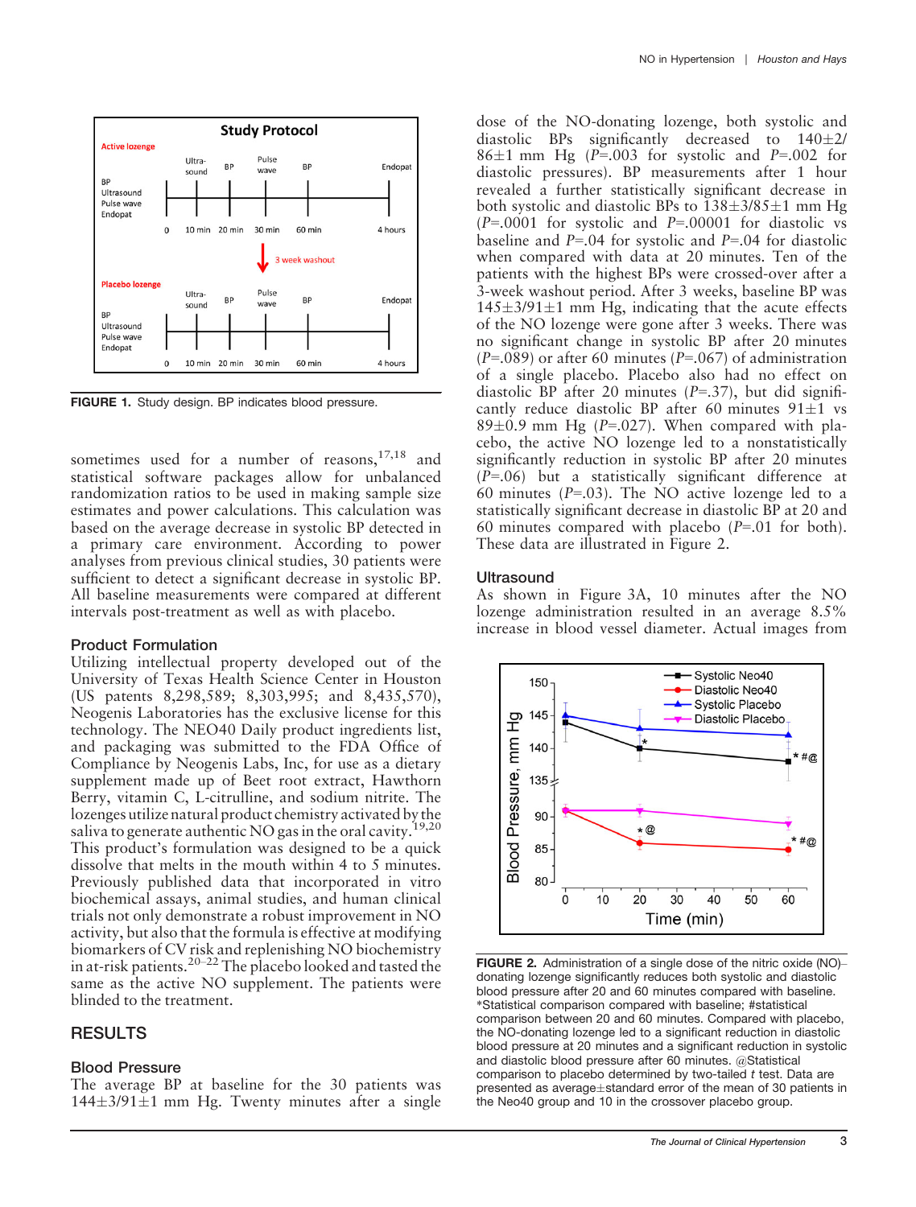FIGURE 1. Study design. BP indicates blood pressure.

sometimes used for a number of reasons,[17,18] and statistical software packages allow for unbalanced randomization ratios to be used in making sample size estimates and power calculations. This calculation was based on the average decrease in systolic BP detected in a primary care environment. According to power analyses from previous clinical studies, 30 patients were sufficient to detect a significant decrease in systolic BP. All baseline measurements were compared at different intervals post-treatment as well as with placebo.

### Product Formulation

Utilizing intellectual property developed out of the University of Texas Health Science Center in Houston (US patents 8,298,589; 8,303,995; and 8,435,570), Neogenis Laboratories has the exclusive license for this technology. The NEO40 Daily product ingredients list, and packaging was submitted to the FDA Office of Compliance by Neogenis Labs, Inc, for use as a dietary supplement made up of Beet root extract, Hawthorn Berry, vitamin C, L-citrulline, and sodium nitrite. The lozenges utilize natural product chemistry activated by the saliva to generate authentic NO gas in the oral cavity.[19,20] This product's formulation was designed to be a quick dissolve that melts in the mouth within 4 to 5 minutes. Previously published data that incorporated in vitro biochemical assays, animal studies, and human clinical trials not only demonstrate a robust improvement in NO activity, but also that the formula is effective at modifying biomarkers of CV risk and replenishing NO biochemistry in at-risk patients.[20–22] The placebo looked and tasted the same as the active NO supplement. The patients were blinded to the treatment.

## RESULTS

### Blood Pressure

The average BP at baseline for the 30 patients was 144±3/91±1 mm Hg. Twenty minutes after a single dose of the NO-donating lozenge, both systolic and diastolic BPs significantly decreased to 140±2/86±1 mm Hg (*P*=.003 for systolic and *P*=.002 for diastolic pressures). BP measurements after 1 hour revealed a further statistically significant decrease in both systolic and diastolic BPs to 138±3/85±1 mm Hg (*P*=.0001 for systolic and *P*=.00001 for diastolic vs baseline and *P*=.04 for systolic and *P*=.04 for diastolic when compared with data at 20 minutes. Ten of the patients with the highest BPs were crossed-over after a 3-week washout period. After 3 weeks, baseline BP was 145±3/91±1 mm Hg, indicating that the acute effects of the NO lozenge were gone after 3 weeks. There was no significant change in systolic BP after 20 minutes (*P*=.089) or after 60 minutes (*P*=.067) of administration of a single placebo. Placebo also had no effect on diastolic BP after 20 minutes (*P*=.37), but did significantly reduce diastolic BP after 60 minutes 91±1 vs 89±0.9 mm Hg (*P*=.027). When compared with placebo, the active NO lozenge led to a nonstatistically significantly reduction in systolic BP after 20 minutes (*P*=.06) but a statistically significant difference at 60 minutes (*P*=.03). The NO active lozenge led to a statistically significant decrease in diastolic BP at 20 and 60 minutes compared with placebo (*P*=.01 for both). These data are illustrated in Figure 2.

### Ultrasound

As shown in Figure 3A, 10 minutes after the NO lozenge administration resulted in an average 8.5% increase in blood vessel diameter. Actual images from

FIGURE 2. Administration of a single dose of the nitric oxide (NO)–donating lozenge significantly reduces both systolic and diastolic blood pressure after 20 and 60 minutes compared with baseline. *Statistical comparison compared with baseline; #statistical comparison between 20 and 60 minutes. Compared with placebo, the NO-donating lozenge led to a significant reduction in diastolic blood pressure at 20 minutes and a significant reduction in systolic and diastolic blood pressure after 60 minutes. @Statistical comparison to placebo determined by two-tailed *t* test. Data are presented as average±standard error of the mean of 30 patients in the Neo40 group and 10 in the crossover placebo group.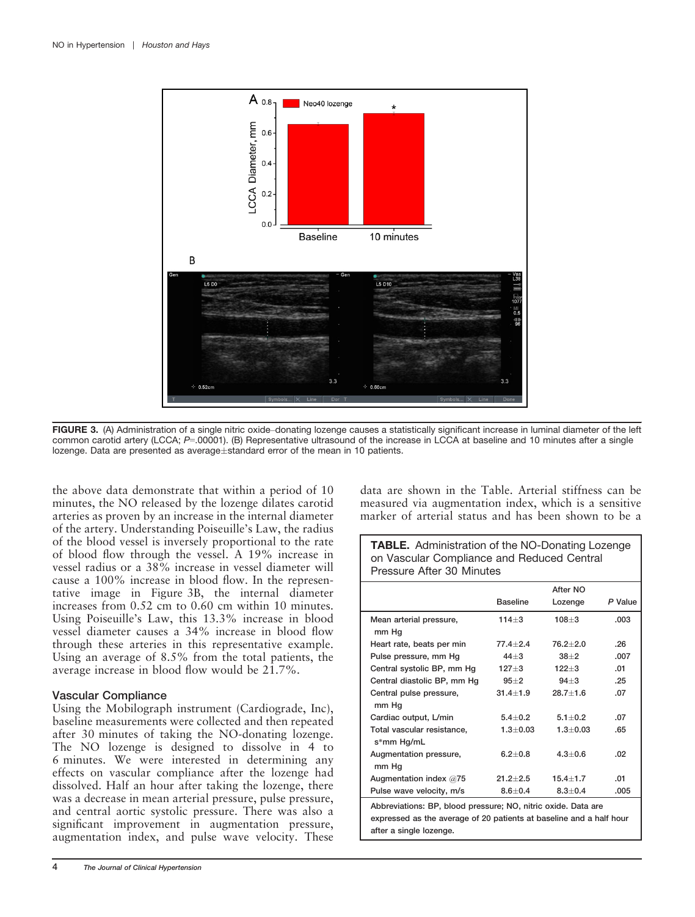**FIGURE 3.** (A) Administration of a single nitric oxide–donating lozenge causes a statistically significant increase in luminal diameter of the left common carotid artery (LCCA; $P$=.00001). (B) Representative ultrasound of the increase in LCCA at baseline and 10 minutes after a single lozenge. Data are presented as average±standard error of the mean in 10 patients.

the above data demonstrate that within a period of 10 minutes, the NO released by the lozenge dilates carotid arteries as proven by an increase in the internal diameter of the artery. Understanding Poiseuille's Law, the radius of the blood vessel is inversely proportional to the rate of blood flow through the vessel. A 19% increase in vessel radius or a 38% increase in vessel diameter will cause a 100% increase in blood flow. In the representative image in Figure 3B, the internal diameter increases from 0.52 cm to 0.60 cm within 10 minutes. Using Poiseuille's Law, this 13.3% increase in blood vessel diameter causes a 34% increase in blood flow through these arteries in this representative example. Using an average of 8.5% from the total patients, the average increase in blood flow would be 21.7%.

### Vascular Compliance

Using the Mobilograph instrument (Cardiograde, Inc), baseline measurements were collected and then repeated after 30 minutes of taking the NO-donating lozenge. The NO lozenge is designed to dissolve in 4 to 6 minutes. We were interested in determining any effects on vascular compliance after the lozenge had dissolved. Half an hour after taking the lozenge, there was a decrease in mean arterial pressure, pulse pressure, and central aortic systolic pressure. There was also a significant improvement in augmentation pressure, augmentation index, and pulse wave velocity. These data are shown in the Table. Arterial stiffness can be measured via augmentation index, which is a sensitive marker of arterial status and has been shown to be a

**TABLE.** Administration of the NO-Donating Lozenge on Vascular Compliance and Reduced Central Pressure After 30 Minutes

| | Baseline | After NO Lozenge | *P* Value |
|---|---|---|---|
| Mean arterial pressure, mm Hg | 114±3 | 108±3 | .003 |
| Heart rate, beats per min | 77.4±2.4 | 76.2±2.0 | .26 |
| Pulse pressure, mm Hg | 44±3 | 38±2 | .007 |
| Central systolic BP, mm Hg | 127±3 | 122±3 | .01 |
| Central diastolic BP, mm Hg | 95±2 | 94±3 | .25 |
| Central pulse pressure, mm Hg | 31.4±1.9 | 28.7±1.6 | .07 |
| Cardiac output, L/min | 5.4±0.2 | 5.1±0.2 | .07 |
| Total vascular resistance, s*mm Hg/mL | 1.3±0.03 | 1.3±0.03 | .65 |
| Augmentation pressure, mm Hg | 6.2±0.8 | 4.3±0.6 | .02 |
| Augmentation index @75 | 21.2±2.5 | 15.4±1.7 | .01 |
| Pulse wave velocity, m/s | 8.6±0.4 | 8.3±0.4 | .005 |

Abbreviations: BP, blood pressure; NO, nitric oxide. Data are expressed as the average of 20 patients at baseline and a half hour after a single lozenge.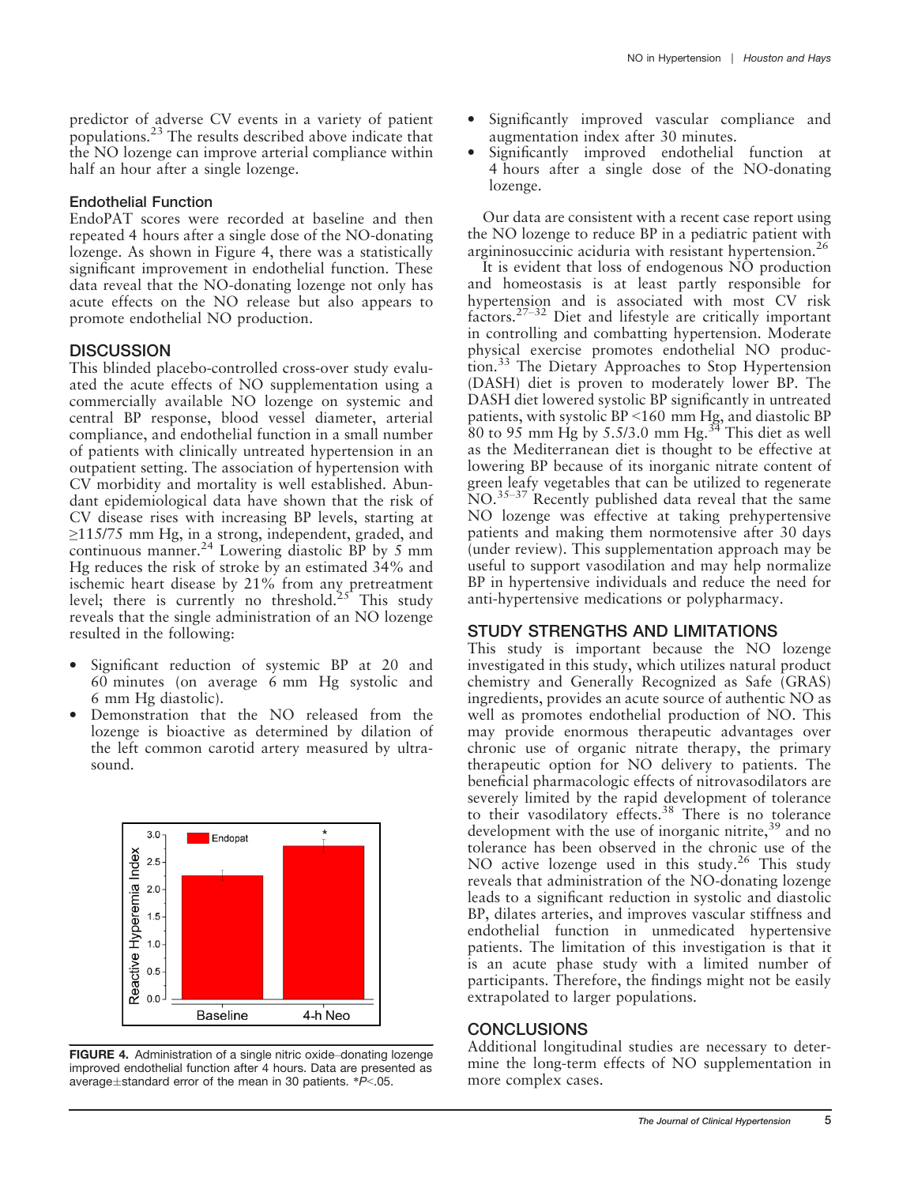predictor of adverse CV events in a variety of patient populations.[23] The results described above indicate that the NO lozenge can improve arterial compliance within half an hour after a single lozenge.

### Endothelial Function

EndoPAT scores were recorded at baseline and then repeated 4 hours after a single dose of the NO-donating lozenge. As shown in Figure 4, there was a statistically significant improvement in endothelial function. These data reveal that the NO-donating lozenge not only has acute effects on the NO release but also appears to promote endothelial NO production.

## DISCUSSION

This blinded placebo-controlled cross-over study evaluated the acute effects of NO supplementation using a commercially available NO lozenge on systemic and central BP response, blood vessel diameter, arterial compliance, and endothelial function in a small number of patients with clinically untreated hypertension in an outpatient setting. The association of hypertension with CV morbidity and mortality is well established. Abundant epidemiological data have shown that the risk of CV disease rises with increasing BP levels, starting at ≥115/75 mm Hg, in a strong, independent, graded, and continuous manner.[24] Lowering diastolic BP by 5 mm Hg reduces the risk of stroke by an estimated 34% and ischemic heart disease by 21% from any pretreatment level; there is currently no threshold.[25] This study reveals that the single administration of an NO lozenge resulted in the following:

- Significant reduction of systemic BP at 20 and 60 minutes (on average 6 mm Hg systolic and 6 mm Hg diastolic).
- Demonstration that the NO released from the lozenge is bioactive as determined by dilation of the left common carotid artery measured by ultrasound.
- Significantly improved vascular compliance and augmentation index after 30 minutes.
- Significantly improved endothelial function at 4 hours after a single dose of the NO-donating lozenge.

**FIGURE 4.** Administration of a single nitric oxide–donating lozenge improved endothelial function after 4 hours. Data are presented as average±standard error of the mean in 30 patients. \*$P<.05$.

Our data are consistent with a recent case report using the NO lozenge to reduce BP in a pediatric patient with argininosuccinic aciduria with resistant hypertension.[26]

It is evident that loss of endogenous NO production and homeostasis is at least partly responsible for hypertension and is associated with most CV risk factors.[27–32] Diet and lifestyle are critically important in controlling and combatting hypertension. Moderate physical exercise promotes endothelial NO production.[33] The Dietary Approaches to Stop Hypertension (DASH) diet is proven to moderately lower BP. The DASH diet lowered systolic BP significantly in untreated patients, with systolic BP <160 mm Hg, and diastolic BP 80 to 95 mm Hg by 5.5/3.0 mm Hg.[34] This diet as well as the Mediterranean diet is thought to be effective at lowering BP because of its inorganic nitrate content of green leafy vegetables that can be utilized to regenerate NO.[35–37] Recently published data reveal that the same NO lozenge was effective at taking prehypertensive patients and making them normotensive after 30 days (under review). This supplementation approach may be useful to support vasodilation and may help normalize BP in hypertensive individuals and reduce the need for anti-hypertensive medications or polypharmacy.

## STUDY STRENGTHS AND LIMITATIONS

This study is important because the NO lozenge investigated in this study, which utilizes natural product chemistry and Generally Recognized as Safe (GRAS) ingredients, provides an acute source of authentic NO as well as promotes endothelial production of NO. This may provide enormous therapeutic advantages over chronic use of organic nitrate therapy, the primary therapeutic option for NO delivery to patients. The beneficial pharmacologic effects of nitrovasodilators are severely limited by the rapid development of tolerance to their vasodilatory effects.[38] There is no tolerance development with the use of inorganic nitrite,[39] and no tolerance has been observed in the chronic use of the NO active lozenge used in this study.[26] This study reveals that administration of the NO-donating lozenge leads to a significant reduction in systolic and diastolic BP, dilates arteries, and improves vascular stiffness and endothelial function in unmedicated hypertensive patients. The limitation of this investigation is that it is an acute phase study with a limited number of participants. Therefore, the findings might not be easily extrapolated to larger populations.

## CONCLUSIONS

Additional longitudinal studies are necessary to determine the long-term effects of NO supplementation in more complex cases.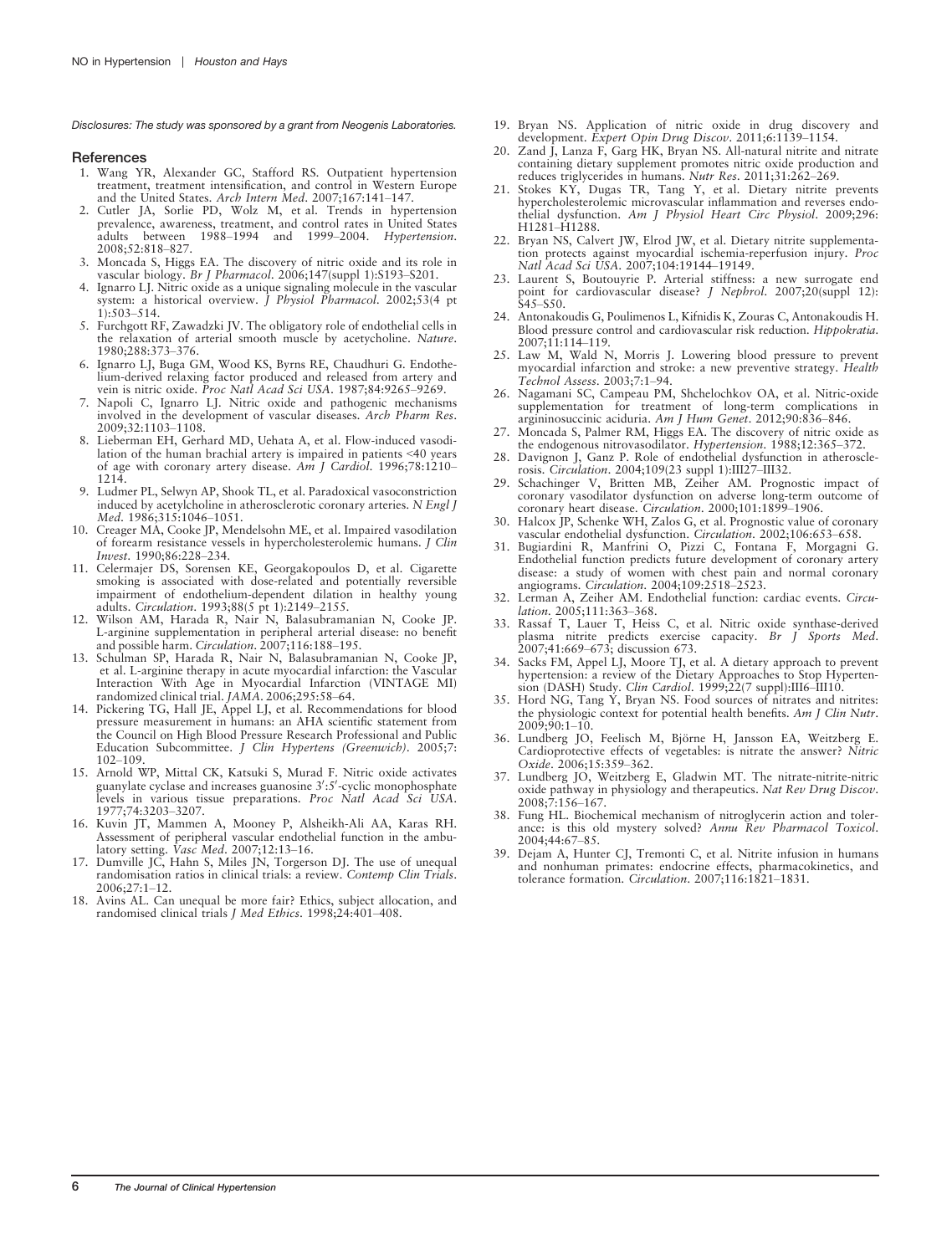*Disclosures: The study was sponsored by a grant from Neogenis Laboratories.*

## References

1. Wang YR, Alexander GC, Stafford RS. Outpatient hypertension treatment, treatment intensification, and control in Western Europe and the United States. *Arch Intern Med*. 2007;167:141–147.
2. Cutler JA, Sorlie PD, Wolz M, et al. Trends in hypertension prevalence, awareness, treatment, and control rates in United States adults between 1988–1994 and 1999–2004. *Hypertension*. 2008;52:818–827.
3. Moncada S, Higgs EA. The discovery of nitric oxide and its role in vascular biology. *Br J Pharmacol*. 2006;147(suppl 1):S193–S201.
4. Ignarro LJ. Nitric oxide as a unique signaling molecule in the vascular system: a historical overview. *J Physiol Pharmacol*. 2002;53(4 pt 1):503–514.
5. Furchgott RF, Zawadzki JV. The obligatory role of endothelial cells in the relaxation of arterial smooth muscle by acetycholine. *Nature*. 1980;288:373–376.
6. Ignarro LJ, Buga GM, Wood KS, Byrns RE, Chaudhuri G. Endothelium-derived relaxing factor produced and released from artery and vein is nitric oxide. *Proc Natl Acad Sci USA*. 1987;84:9265–9269.
7. Napoli C, Ignarro LJ. Nitric oxide and pathogenic mechanisms involved in the development of vascular diseases. *Arch Pharm Res*. 2009;32:1103–1108.
8. Lieberman EH, Gerhard MD, Uehata A, et al. Flow-induced vasodilation of the human brachial artery is impaired in patients <40 years of age with coronary artery disease. *Am J Cardiol*. 1996;78:1210–1214.
9. Ludmer PL, Selwyn AP, Shook TL, et al. Paradoxical vasoconstriction induced by acetylcholine in atherosclerotic coronary arteries. *N Engl J Med*. 1986;315:1046–1051.
10. Creager MA, Cooke JP, Mendelsohn ME, et al. Impaired vasodilation of forearm resistance vessels in hypercholesterolemic humans. *J Clin Invest*. 1990;86:228–234.
11. Celermajer DS, Sorensen KE, Georgakopoulos D, et al. Cigarette smoking is associated with dose-related and potentially reversible impairment of endothelium-dependent dilation in healthy young adults. *Circulation*. 1993;88(5 pt 1):2149–2155.
12. Wilson AM, Harada R, Nair N, Balasubramanian N, Cooke JP. L-arginine supplementation in peripheral arterial disease: no benefit and possible harm. *Circulation*. 2007;116:188–195.
13. Schulman SP, Harada R, Nair N, Balasubramanian N, Cooke JP, et al. L-arginine therapy in acute myocardial infarction: the Vascular Interaction With Age in Myocardial Infarction (VINTAGE MI) randomized clinical trial. *JAMA*. 2006;295:58–64.
14. Pickering TG, Hall JE, Appel LJ, et al. Recommendations for blood pressure measurement in humans: an AHA scientific statement from the Council on High Blood Pressure Research Professional and Public Education Subcommittee. *J Clin Hypertens (Greenwich)*. 2005;7:102–109.
15. Arnold WP, Mittal CK, Katsuki S, Murad F. Nitric oxide activates guanylate cyclase and increases guanosine 3′:5′-cyclic monophosphate levels in various tissue preparations. *Proc Natl Acad Sci USA*. 1977;74:3203–3207.
16. Kuvin JT, Mammen A, Mooney P, Alsheikh-Ali AA, Karas RH. Assessment of peripheral vascular endothelial function in the ambulatory setting. *Vasc Med*. 2007;12:13–16.
17. Dumville JC, Hahn S, Miles JN, Torgerson DJ. The use of unequal randomisation ratios in clinical trials: a review. *Contemp Clin Trials*. 2006;27:1–12.
18. Avins AL. Can unequal be more fair? Ethics, subject allocation, and randomised clinical trials *J Med Ethics*. 1998;24:401–408.
19. Bryan NS. Application of nitric oxide in drug discovery and development. *Expert Opin Drug Discov*. 2011;6:1139–1154.
20. Zand J, Lanza F, Garg HK, Bryan NS. All-natural nitrite and nitrate containing dietary supplement promotes nitric oxide production and reduces triglycerides in humans. *Nutr Res*. 2011;31:262–269.
21. Stokes KY, Dugas TR, Tang Y, et al. Dietary nitrite prevents hypercholesterolemic microvascular inflammation and reverses endothelial dysfunction. *Am J Physiol Heart Circ Physiol*. 2009;296:H1281–H1288.
22. Bryan NS, Calvert JW, Elrod JW, et al. Dietary nitrite supplementation protects against myocardial ischemia-reperfusion injury. *Proc Natl Acad Sci USA*. 2007;104:19144–19149.
23. Laurent S, Boutouyrie P. Arterial stiffness: a new surrogate end point for cardiovascular disease? *J Nephrol*. 2007;20(suppl 12):S45–S50.
24. Antonakoudis G, Poulimenos L, Kifnidis K, Zouras C, Antonakoudis H. Blood pressure control and cardiovascular risk reduction. *Hippokratia*. 2007;11:114–119.
25. Law M, Wald N, Morris J. Lowering blood pressure to prevent myocardial infarction and stroke: a new preventive strategy. *Health Technol Assess*. 2003;7:1–94.
26. Nagamani SC, Campeau PM, Shchelochkov OA, et al. Nitric-oxide supplementation for treatment of long-term complications in argininosuccinic aciduria. *Am J Hum Genet*. 2012;90:836–846.
27. Moncada S, Palmer RM, Higgs EA. The discovery of nitric oxide as the endogenous nitrovasodilator. *Hypertension*. 1988;12:365–372.
28. Davignon J, Ganz P. Role of endothelial dysfunction in atherosclerosis. *Circulation*. 2004;109(23 suppl 1):III27–III32.
29. Schachinger V, Britten MB, Zeiher AM. Prognostic impact of coronary vasodilator dysfunction on adverse long-term outcome of coronary heart disease. *Circulation*. 2000;101:1899–1906.
30. Halcox JP, Schenke WH, Zalos G, et al. Prognostic value of coronary vascular endothelial dysfunction. *Circulation*. 2002;106:653–658.
31. Bugiardini R, Manfrini O, Pizzi C, Fontana F, Morgagni G. Endothelial function predicts future development of coronary artery disease: a study of women with chest pain and normal coronary angiograms. *Circulation*. 2004;109:2518–2523.
32. Lerman A, Zeiher AM. Endothelial function: cardiac events. *Circulation*. 2005;111:363–368.
33. Rassaf T, Lauer T, Heiss C, et al. Nitric oxide synthase-derived plasma nitrite predicts exercise capacity. *Br J Sports Med*. 2007;41:669–673; discussion 673.
34. Sacks FM, Appel LJ, Moore TJ, et al. A dietary approach to prevent hypertension: a review of the Dietary Approaches to Stop Hypertension (DASH) Study. *Clin Cardiol*. 1999;22(7 suppl):III6–III10.
35. Hord NG, Tang Y, Bryan NS. Food sources of nitrates and nitrites: the physiologic context for potential health benefits. *Am J Clin Nutr*. 2009;90:1–10.
36. Lundberg JO, Feelisch M, Björne H, Jansson EA, Weitzberg E. Cardioprotective effects of vegetables: is nitrate the answer? *Nitric Oxide*. 2006;15:359–362.
37. Lundberg JO, Weitzberg E, Gladwin MT. The nitrate-nitrite-nitric oxide pathway in physiology and therapeutics. *Nat Rev Drug Discov*. 2008;7:156–167.
38. Fung HL. Biochemical mechanism of nitroglycerin action and tolerance: is this old mystery solved? *Annu Rev Pharmacol Toxicol*. 2004;44:67–85.
39. Dejam A, Hunter CJ, Tremonti C, et al. Nitrite infusion in humans and nonhuman primates: endocrine effects, pharmacokinetics, and tolerance formation. *Circulation*. 2007;116:1821–1831.